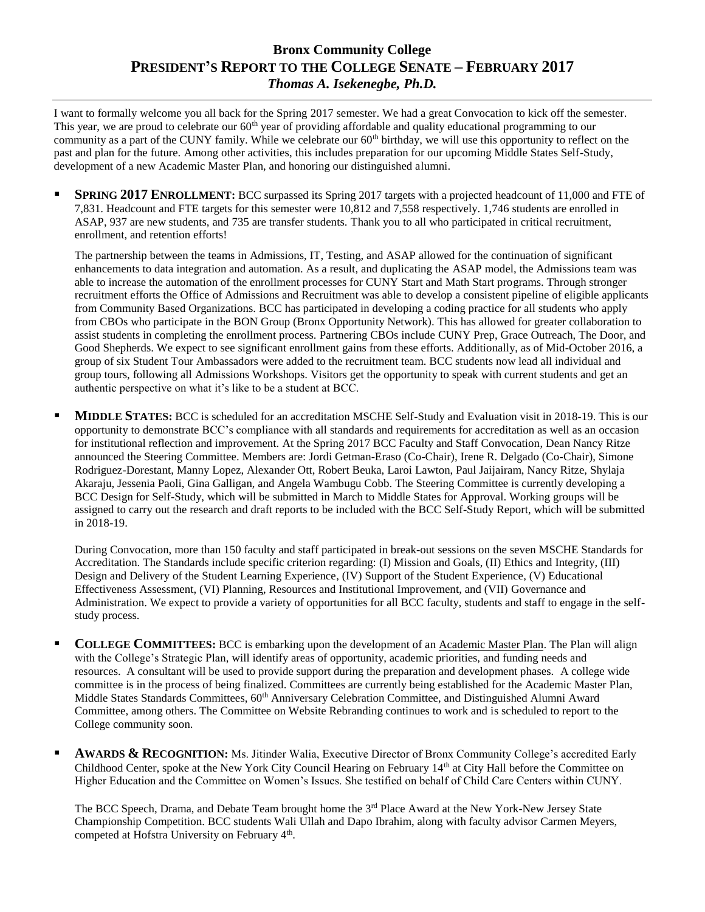# Bronx Community College

## PRESIDENT'S REPORT TO THE COLLEGE SENATE – FEBRUARY 2017

***Thomas A. Isekenegbe, Ph.D.***

I want to formally welcome you all back for the Spring 2017 semester. We had a great Convocation to kick off the semester. This year, we are proud to celebrate our 60th year of providing affordable and quality educational programming to our community as a part of the CUNY family. While we celebrate our 60th birthday, we will use this opportunity to reflect on the past and plan for the future. Among other activities, this includes preparation for our upcoming Middle States Self-Study, development of a new Academic Master Plan, and honoring our distinguished alumni.

- **SPRING 2017 ENROLLMENT:** BCC surpassed its Spring 2017 targets with a projected headcount of 11,000 and FTE of 7,831. Headcount and FTE targets for this semester were 10,812 and 7,558 respectively. 1,746 students are enrolled in ASAP, 937 are new students, and 735 are transfer students. Thank you to all who participated in critical recruitment, enrollment, and retention efforts!

  The partnership between the teams in Admissions, IT, Testing, and ASAP allowed for the continuation of significant enhancements to data integration and automation. As a result, and duplicating the ASAP model, the Admissions team was able to increase the automation of the enrollment processes for CUNY Start and Math Start programs. Through stronger recruitment efforts the Office of Admissions and Recruitment was able to develop a consistent pipeline of eligible applicants from Community Based Organizations. BCC has participated in developing a coding practice for all students who apply from CBOs who participate in the BON Group (Bronx Opportunity Network). This has allowed for greater collaboration to assist students in completing the enrollment process. Partnering CBOs include CUNY Prep, Grace Outreach, The Door, and Good Shepherds. We expect to see significant enrollment gains from these efforts. Additionally, as of Mid-October 2016, a group of six Student Tour Ambassadors were added to the recruitment team. BCC students now lead all individual and group tours, following all Admissions Workshops. Visitors get the opportunity to speak with current students and get an authentic perspective on what it's like to be a student at BCC.

- **MIDDLE STATES:** BCC is scheduled for an accreditation MSCHE Self-Study and Evaluation visit in 2018-19. This is our opportunity to demonstrate BCC's compliance with all standards and requirements for accreditation as well as an occasion for institutional reflection and improvement. At the Spring 2017 BCC Faculty and Staff Convocation, Dean Nancy Ritze announced the Steering Committee. Members are: Jordi Getman-Eraso (Co-Chair), Irene R. Delgado (Co-Chair), Simone Rodriguez-Dorestant, Manny Lopez, Alexander Ott, Robert Beuka, Laroi Lawton, Paul Jaijairam, Nancy Ritze, Shylaja Akaraju, Jessenia Paoli, Gina Galligan, and Angela Wambugu Cobb. The Steering Committee is currently developing a BCC Design for Self-Study, which will be submitted in March to Middle States for Approval. Working groups will be assigned to carry out the research and draft reports to be included with the BCC Self-Study Report, which will be submitted in 2018-19.

  During Convocation, more than 150 faculty and staff participated in break-out sessions on the seven MSCHE Standards for Accreditation. The Standards include specific criterion regarding: (I) Mission and Goals, (II) Ethics and Integrity, (III) Design and Delivery of the Student Learning Experience, (IV) Support of the Student Experience, (V) Educational Effectiveness Assessment, (VI) Planning, Resources and Institutional Improvement, and (VII) Governance and Administration. We expect to provide a variety of opportunities for all BCC faculty, students and staff to engage in the self-study process.

- **COLLEGE COMMITTEES:** BCC is embarking upon the development of an Academic Master Plan. The Plan will align with the College's Strategic Plan, will identify areas of opportunity, academic priorities, and funding needs and resources. A consultant will be used to provide support during the preparation and development phases. A college wide committee is in the process of being finalized. Committees are currently being established for the Academic Master Plan, Middle States Standards Committees, 60th Anniversary Celebration Committee, and Distinguished Alumni Award Committee, among others. The Committee on Website Rebranding continues to work and is scheduled to report to the College community soon.

- **AWARDS & RECOGNITION:** Ms. Jitinder Walia, Executive Director of Bronx Community College's accredited Early Childhood Center, spoke at the New York City Council Hearing on February 14th at City Hall before the Committee on Higher Education and the Committee on Women's Issues. She testified on behalf of Child Care Centers within CUNY.

  The BCC Speech, Drama, and Debate Team brought home the 3rd Place Award at the New York-New Jersey State Championship Competition. BCC students Wali Ullah and Dapo Ibrahim, along with faculty advisor Carmen Meyers, competed at Hofstra University on February 4th.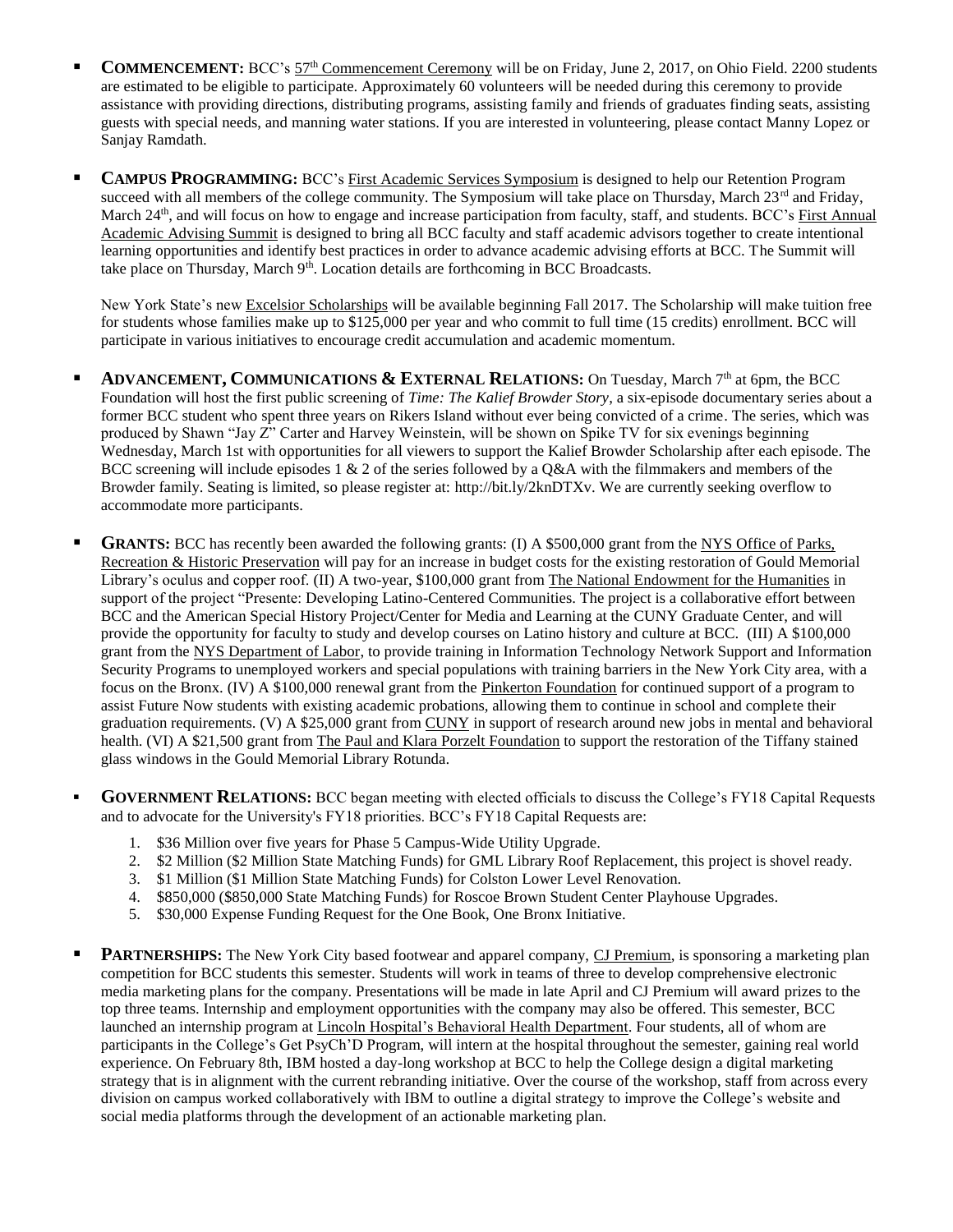- **COMMENCEMENT:** BCC's 57th Commencement Ceremony will be on Friday, June 2, 2017, on Ohio Field. 2200 students are estimated to be eligible to participate. Approximately 60 volunteers will be needed during this ceremony to provide assistance with providing directions, distributing programs, assisting family and friends of graduates finding seats, assisting guests with special needs, and manning water stations. If you are interested in volunteering, please contact Manny Lopez or Sanjay Ramdath.

- **CAMPUS PROGRAMMING:** BCC's First Academic Services Symposium is designed to help our Retention Program succeed with all members of the college community. The Symposium will take place on Thursday, March 23rd and Friday, March 24th, and will focus on how to engage and increase participation from faculty, staff, and students. BCC's First Annual Academic Advising Summit is designed to bring all BCC faculty and staff academic advisors together to create intentional learning opportunities and identify best practices in order to advance academic advising efforts at BCC. The Summit will take place on Thursday, March 9th. Location details are forthcoming in BCC Broadcasts.

  New York State's new Excelsior Scholarships will be available beginning Fall 2017. The Scholarship will make tuition free for students whose families make up to $125,000 per year and who commit to full time (15 credits) enrollment. BCC will participate in various initiatives to encourage credit accumulation and academic momentum.

- **ADVANCEMENT, COMMUNICATIONS & EXTERNAL RELATIONS:** On Tuesday, March 7th at 6pm, the BCC Foundation will host the first public screening of *Time: The Kalief Browder Story*, a six-episode documentary series about a former BCC student who spent three years on Rikers Island without ever being convicted of a crime. The series, which was produced by Shawn "Jay Z" Carter and Harvey Weinstein, will be shown on Spike TV for six evenings beginning Wednesday, March 1st with opportunities for all viewers to support the Kalief Browder Scholarship after each episode. The BCC screening will include episodes 1 & 2 of the series followed by a Q&A with the filmmakers and members of the Browder family. Seating is limited, so please register at: http://bit.ly/2knDTXv. We are currently seeking overflow to accommodate more participants.

- **GRANTS:** BCC has recently been awarded the following grants: (I) A $500,000 grant from the NYS Office of Parks, Recreation & Historic Preservation will pay for an increase in budget costs for the existing restoration of Gould Memorial Library's oculus and copper roof. (II) A two-year, $100,000 grant from The National Endowment for the Humanities in support of the project "Presente: Developing Latino-Centered Communities. The project is a collaborative effort between BCC and the American Special History Project/Center for Media and Learning at the CUNY Graduate Center, and will provide the opportunity for faculty to study and develop courses on Latino history and culture at BCC. (III) A $100,000 grant from the NYS Department of Labor, to provide training in Information Technology Network Support and Information Security Programs to unemployed workers and special populations with training barriers in the New York City area, with a focus on the Bronx. (IV) A $100,000 renewal grant from the Pinkerton Foundation for continued support of a program to assist Future Now students with existing academic probations, allowing them to continue in school and complete their graduation requirements. (V) A $25,000 grant from CUNY in support of research around new jobs in mental and behavioral health. (VI) A $21,500 grant from The Paul and Klara Porzelt Foundation to support the restoration of the Tiffany stained glass windows in the Gould Memorial Library Rotunda.

- **GOVERNMENT RELATIONS:** BCC began meeting with elected officials to discuss the College's FY18 Capital Requests and to advocate for the University's FY18 priorities. BCC's FY18 Capital Requests are:
  1. $36 Million over five years for Phase 5 Campus-Wide Utility Upgrade.
  2. $2 Million ($2 Million State Matching Funds) for GML Library Roof Replacement, this project is shovel ready.
  3. $1 Million ($1 Million State Matching Funds) for Colston Lower Level Renovation.
  4. $850,000 ($850,000 State Matching Funds) for Roscoe Brown Student Center Playhouse Upgrades.
  5. $30,000 Expense Funding Request for the One Book, One Bronx Initiative.

- **PARTNERSHIPS:** The New York City based footwear and apparel company, CJ Premium, is sponsoring a marketing plan competition for BCC students this semester. Students will work in teams of three to develop comprehensive electronic media marketing plans for the company. Presentations will be made in late April and CJ Premium will award prizes to the top three teams. Internship and employment opportunities with the company may also be offered. This semester, BCC launched an internship program at Lincoln Hospital's Behavioral Health Department. Four students, all of whom are participants in the College's Get PsyCh'D Program, will intern at the hospital throughout the semester, gaining real world experience. On February 8th, IBM hosted a day-long workshop at BCC to help the College design a digital marketing strategy that is in alignment with the current rebranding initiative. Over the course of the workshop, staff from across every division on campus worked collaboratively with IBM to outline a digital strategy to improve the College's website and social media platforms through the development of an actionable marketing plan.